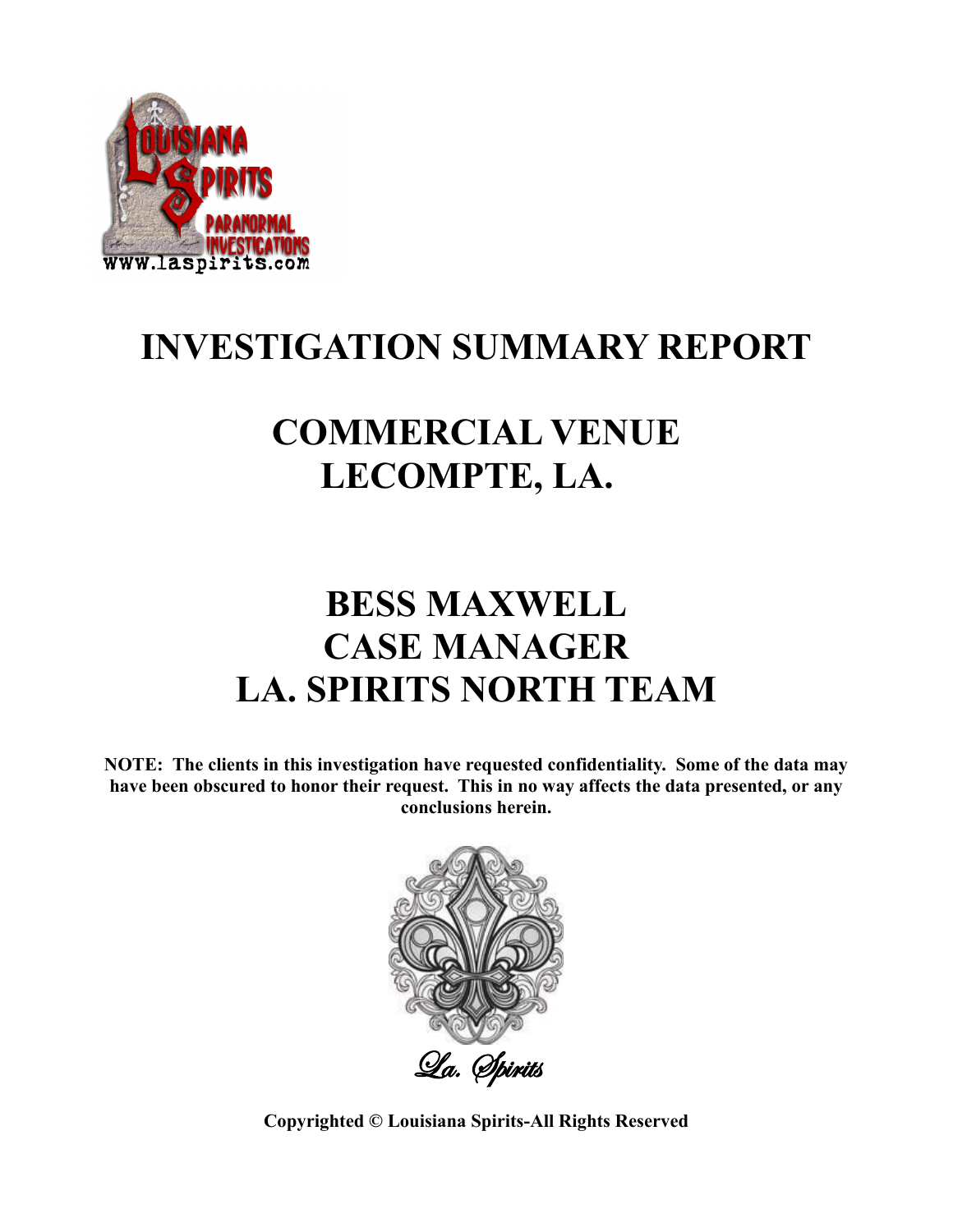# INVESTIGATION SUMMARY REPORT

# COMMERCIAL VENUE
# LECOMPTE, LA.

# BESS MAXWELL
# CASE MANAGER
# LA. SPIRITS NORTH TEAM

**NOTE: The clients in this investigation have requested confidentiality. Some of the data may have been obscured to honor their request. This in no way affects the data presented, or any conclusions herein.**

*La. Spirits*

**Copyrighted © Louisiana Spirits-All Rights Reserved**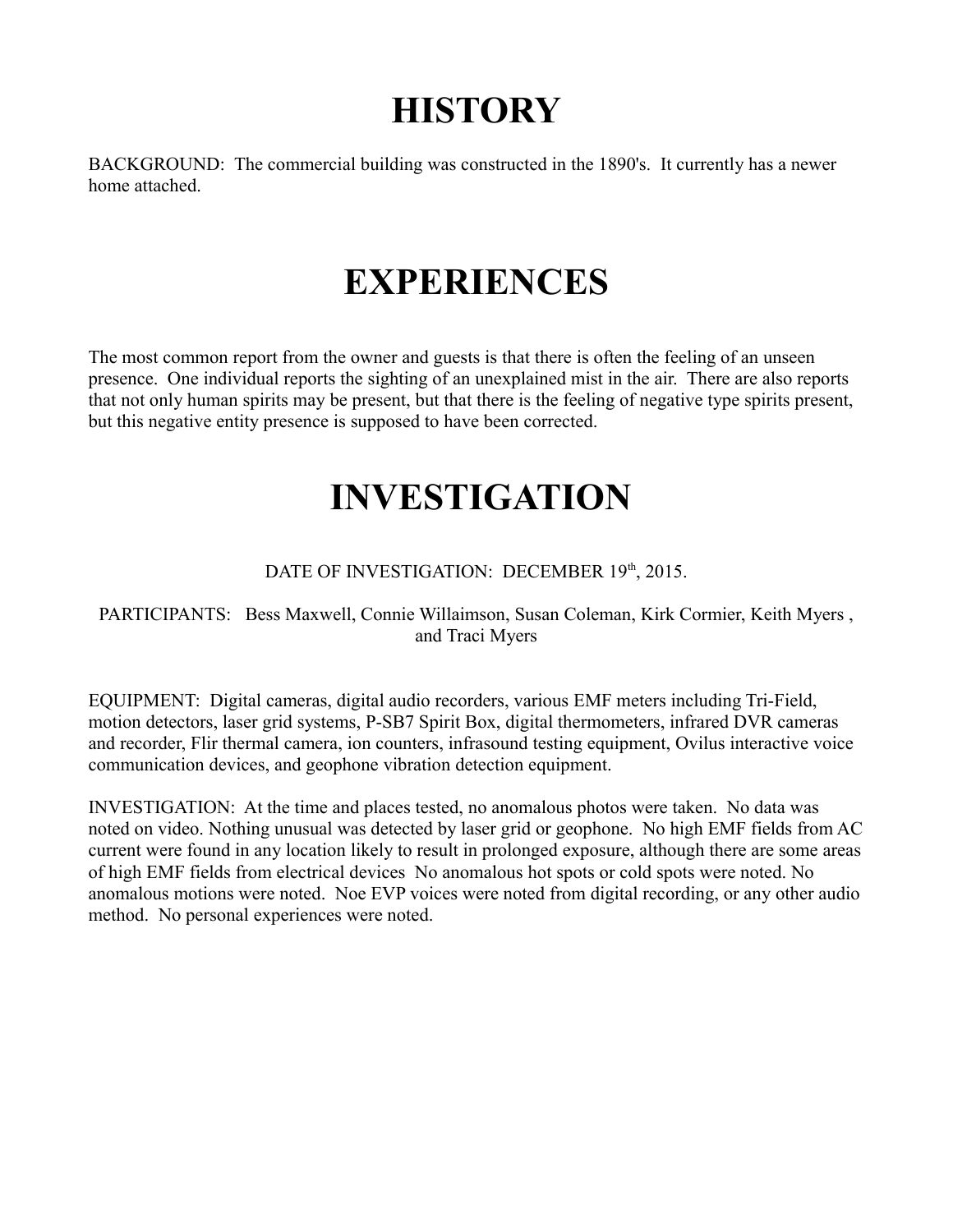# HISTORY

BACKGROUND: The commercial building was constructed in the 1890's. It currently has a newer home attached.

# EXPERIENCES

The most common report from the owner and guests is that there is often the feeling of an unseen presence. One individual reports the sighting of an unexplained mist in the air. There are also reports that not only human spirits may be present, but that there is the feeling of negative type spirits present, but this negative entity presence is supposed to have been corrected.

# INVESTIGATION

DATE OF INVESTIGATION: DECEMBER 19th, 2015.

PARTICIPANTS: Bess Maxwell, Connie Willaimson, Susan Coleman, Kirk Cormier, Keith Myers , and Traci Myers

EQUIPMENT: Digital cameras, digital audio recorders, various EMF meters including Tri-Field, motion detectors, laser grid systems, P-SB7 Spirit Box, digital thermometers, infrared DVR cameras and recorder, Flir thermal camera, ion counters, infrasound testing equipment, Ovilus interactive voice communication devices, and geophone vibration detection equipment.

INVESTIGATION: At the time and places tested, no anomalous photos were taken. No data was noted on video. Nothing unusual was detected by laser grid or geophone. No high EMF fields from AC current were found in any location likely to result in prolonged exposure, although there are some areas of high EMF fields from electrical devices No anomalous hot spots or cold spots were noted. No anomalous motions were noted. Noe EVP voices were noted from digital recording, or any other audio method. No personal experiences were noted.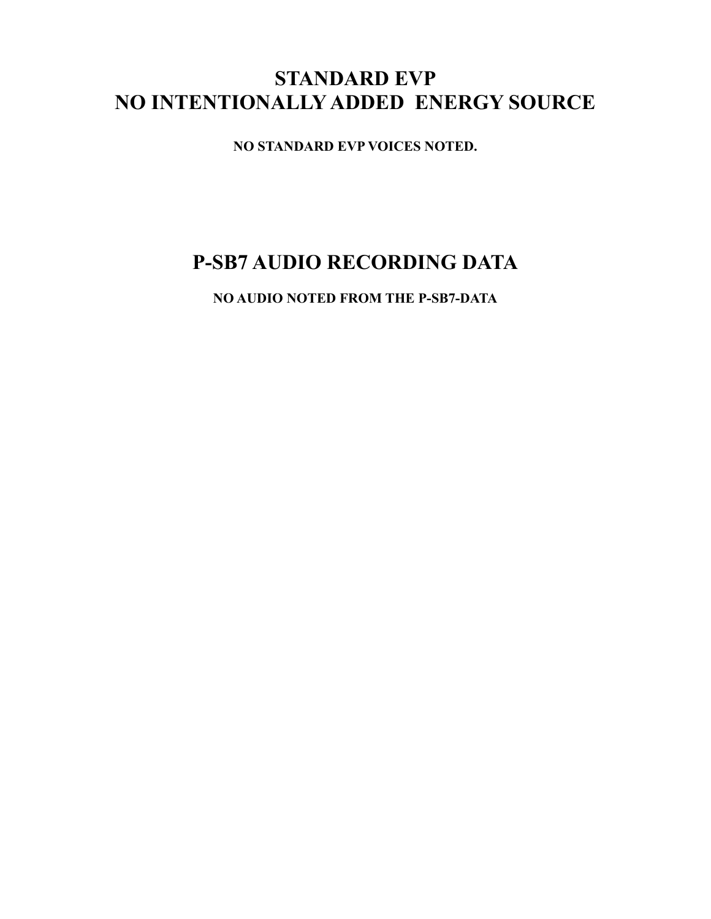## STANDARD EVP
## NO INTENTIONALLY ADDED ENERGY SOURCE

**NO STANDARD EVP VOICES NOTED.**

## P-SB7 AUDIO RECORDING DATA

**NO AUDIO NOTED FROM THE P-SB7-DATA**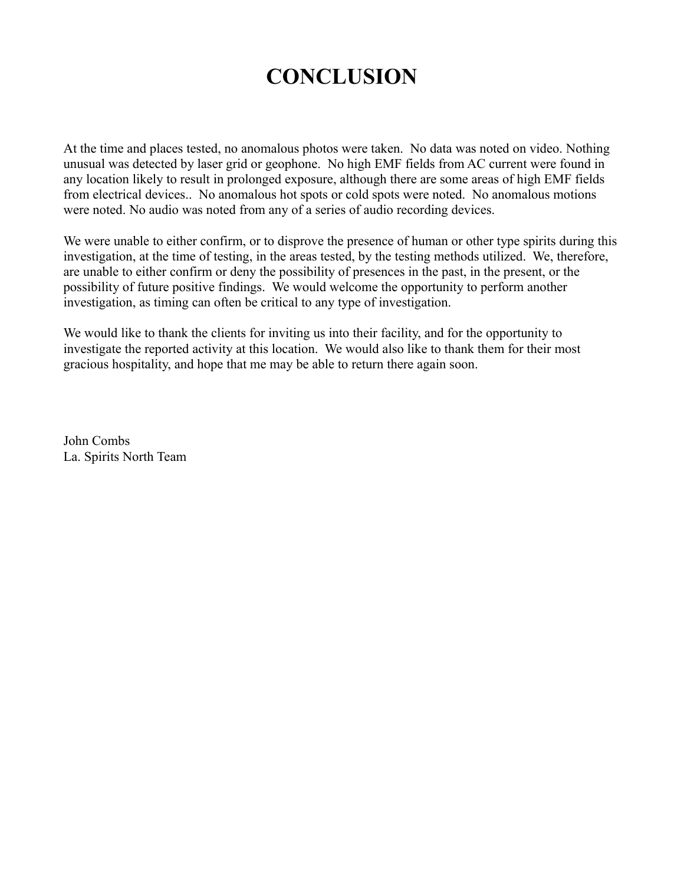# CONCLUSION

At the time and places tested, no anomalous photos were taken. No data was noted on video. Nothing unusual was detected by laser grid or geophone. No high EMF fields from AC current were found in any location likely to result in prolonged exposure, although there are some areas of high EMF fields from electrical devices.. No anomalous hot spots or cold spots were noted. No anomalous motions were noted. No audio was noted from any of a series of audio recording devices.

We were unable to either confirm, or to disprove the presence of human or other type spirits during this investigation, at the time of testing, in the areas tested, by the testing methods utilized. We, therefore, are unable to either confirm or deny the possibility of presences in the past, in the present, or the possibility of future positive findings. We would welcome the opportunity to perform another investigation, as timing can often be critical to any type of investigation.

We would like to thank the clients for inviting us into their facility, and for the opportunity to investigate the reported activity at this location. We would also like to thank them for their most gracious hospitality, and hope that me may be able to return there again soon.

John Combs
La. Spirits North Team